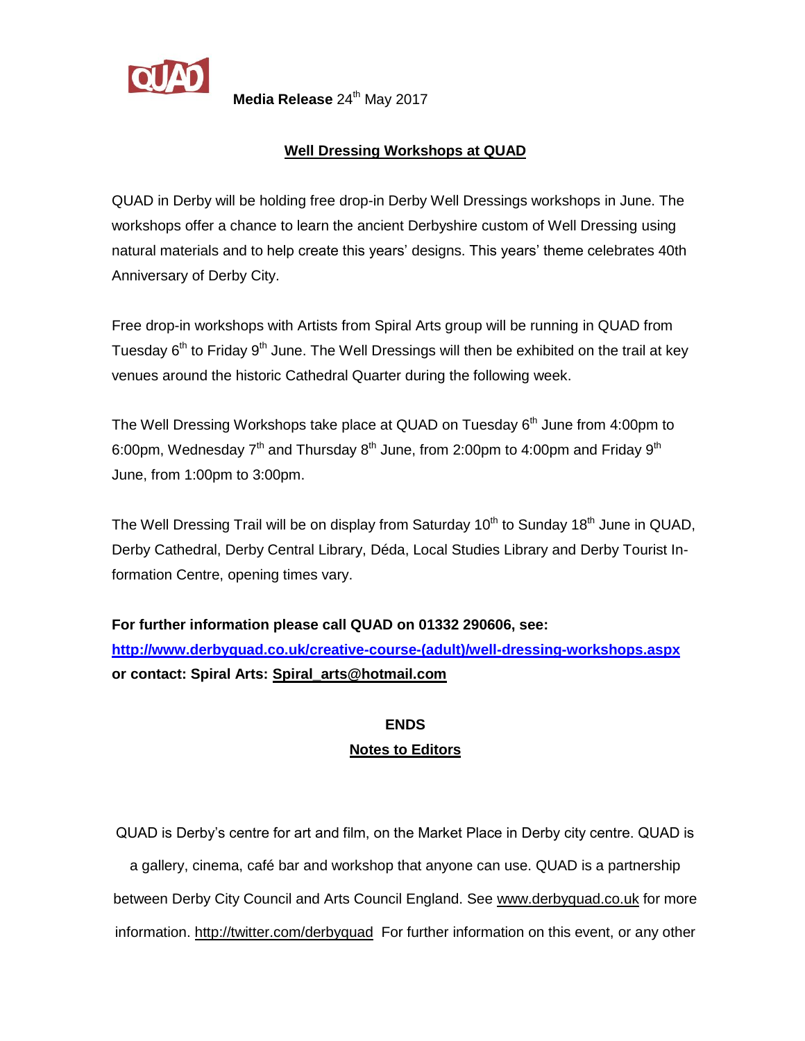QUAD

**Media Release** 24th May 2017

## Well Dressing Workshops at QUAD

QUAD in Derby will be holding free drop-in Derby Well Dressings workshops in June. The workshops offer a chance to learn the ancient Derbyshire custom of Well Dressing using natural materials and to help create this years' designs. This years' theme celebrates 40th Anniversary of Derby City.

Free drop-in workshops with Artists from Spiral Arts group will be running in QUAD from Tuesday 6th to Friday 9th June. The Well Dressings will then be exhibited on the trail at key venues around the historic Cathedral Quarter during the following week.

The Well Dressing Workshops take place at QUAD on Tuesday 6th June from 4:00pm to 6:00pm, Wednesday 7th and Thursday 8th June, from 2:00pm to 4:00pm and Friday 9th June, from 1:00pm to 3:00pm.

The Well Dressing Trail will be on display from Saturday 10th to Sunday 18th June in QUAD, Derby Cathedral, Derby Central Library, Déda, Local Studies Library and Derby Tourist Information Centre, opening times vary.

**For further information please call QUAD on 01332 290606, see:**
**http://www.derbyquad.co.uk/creative-course-(adult)/well-dressing-workshops.aspx**
**or contact: Spiral Arts: Spiral_arts@hotmail.com**

**ENDS**

**Notes to Editors**

QUAD is Derby's centre for art and film, on the Market Place in Derby city centre. QUAD is a gallery, cinema, café bar and workshop that anyone can use. QUAD is a partnership between Derby City Council and Arts Council England. See www.derbyquad.co.uk for more information. http://twitter.com/derbyquad For further information on this event, or any other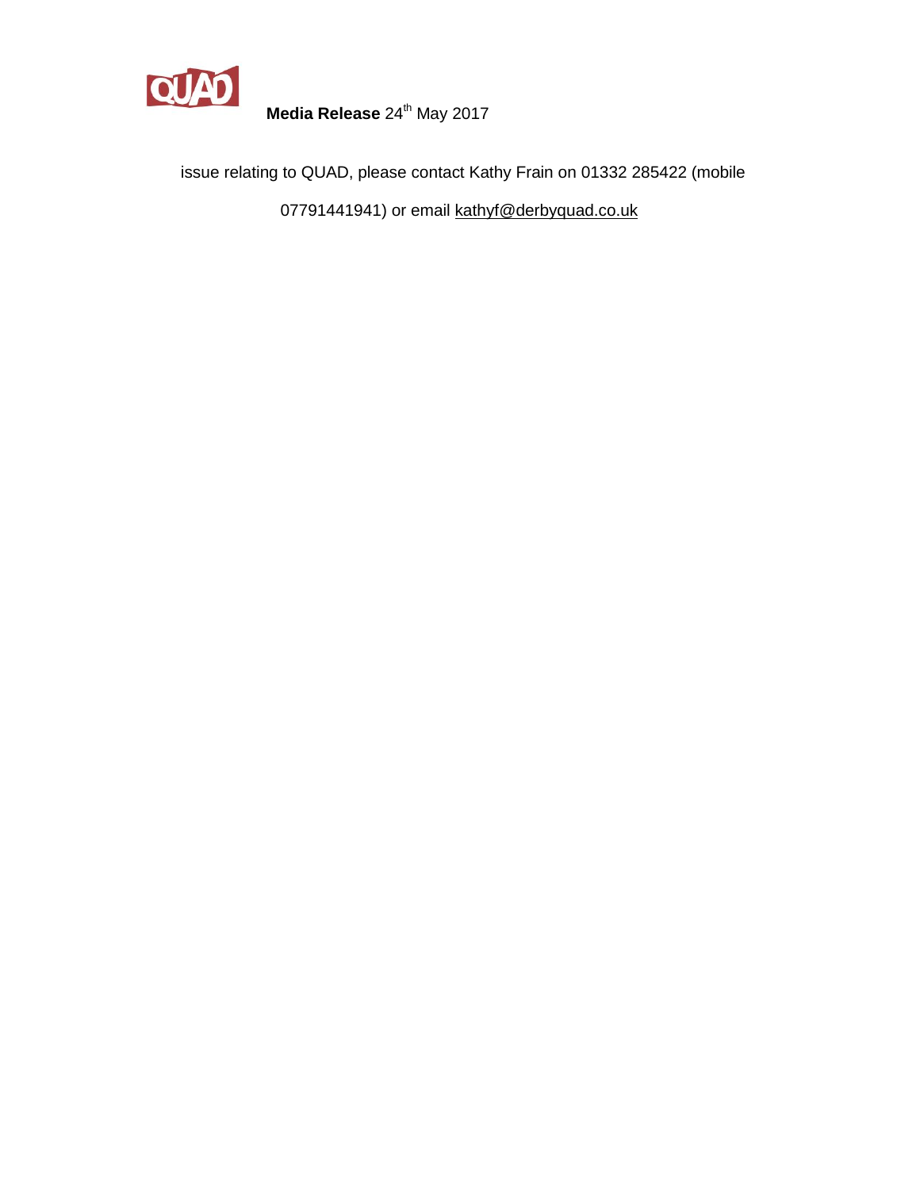issue relating to QUAD, please contact Kathy Frain on 01332 285422 (mobile 07791441941) or email kathyf@derbyquad.co.uk